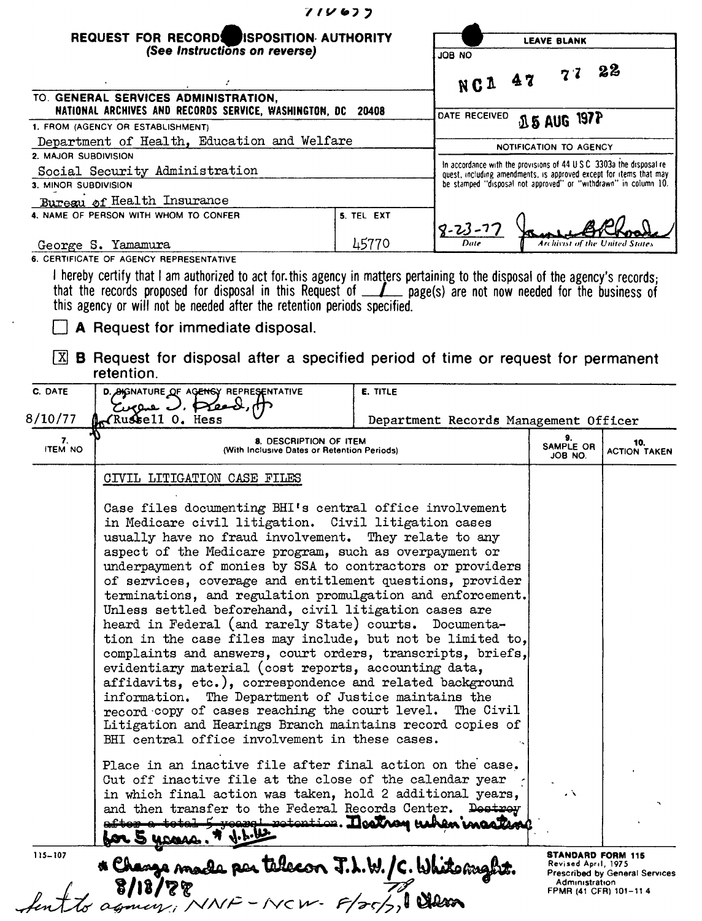711077

**REQUEST FOR RECORDS DISPOSITION AUTHORITY**
*(See Instructions on reverse)*

| LEAVE BLANK |
|---|
| JOB NO NC1 47 77 22 |
| DATE RECEIVED 15 AUG 1977 |
| NOTIFICATION TO AGENCY |
| In accordance with the provisions of 44 U.S.C. 3303a the disposal request, including amendments, is approved except for items that may be stamped "disposal not approved" or "withdrawn" in column 10. |
| 8-23-77 (Date) — [signature] (Archivist of the United States) |

TO: GENERAL SERVICES ADMINISTRATION, NATIONAL ARCHIVES AND RECORDS SERVICE, WASHINGTON, DC 20408

1. FROM (AGENCY OR ESTABLISHMENT)
Department of Health, Education and Welfare

2. MAJOR SUBDIVISION
Social Security Administration

3. MINOR SUBDIVISION
Bureau of Health Insurance

4. NAME OF PERSON WITH WHOM TO CONFER
George S. Yamamura

5. TEL EXT
45770

6. CERTIFICATE OF AGENCY REPRESENTATIVE

I hereby certify that I am authorized to act for this agency in matters pertaining to the disposal of the agency's records; that the records proposed for disposal in this Request of 1 page(s) are not now needed for the business of this agency or will not be needed after the retention periods specified.

☐ **A** Request for immediate disposal.

☒ **B** Request for disposal after a specified period of time or request for permanent retention.

| C. DATE | D. SIGNATURE OF AGENCY REPRESENTATIVE | E. TITLE |
|---|---|---|
| 8/10/77 | Eugene D. Reed, Jr. for Russell O. Hess | Department Records Management Officer |

| 7. ITEM NO | 8. DESCRIPTION OF ITEM (With Inclusive Dates or Retention Periods) | 9. SAMPLE OR JOB NO. | 10. ACTION TAKEN |
|---|---|---|---|
| | CIVIL LITIGATION CASE FILES<br><br>Case files documenting BHI's central office involvement in Medicare civil litigation. Civil litigation cases usually have no fraud involvement. They relate to any aspect of the Medicare program, such as overpayment or underpayment of monies by SSA to contractors or providers of services, coverage and entitlement questions, provider terminations, and regulation promulgation and enforcement. Unless settled beforehand, civil litigation cases are heard in Federal (and rarely State) courts. Documentation in the case files may include, but not be limited to, complaints and answers, court orders, transcripts, briefs, evidentiary material (cost reports, accounting data, affidavits, etc.), correspondence and related background information. The Department of Justice maintains the record copy of cases reaching the court level. The Civil Litigation and Hearings Branch maintains record copies of BHI central office involvement in these cases.<br><br>Place in an inactive file after final action on the case. Cut off inactive file at the close of the calendar year in which final action was taken, hold 2 additional years, and then transfer to the Federal Records Center. ~~Destroy after a total 5 years' retention.~~ Destroy when inactive for 5 years.* J.L.W. | | |

\* Change made per telecon J.L.W./C. Whitwright. 8/18/78

Sent to agency, NNF-NCW- 8/25/77, 1 item

115-107

STANDARD FORM 115
Revised April, 1975
Prescribed by General Services Administration
FPMR (41 CFR) 101-11.4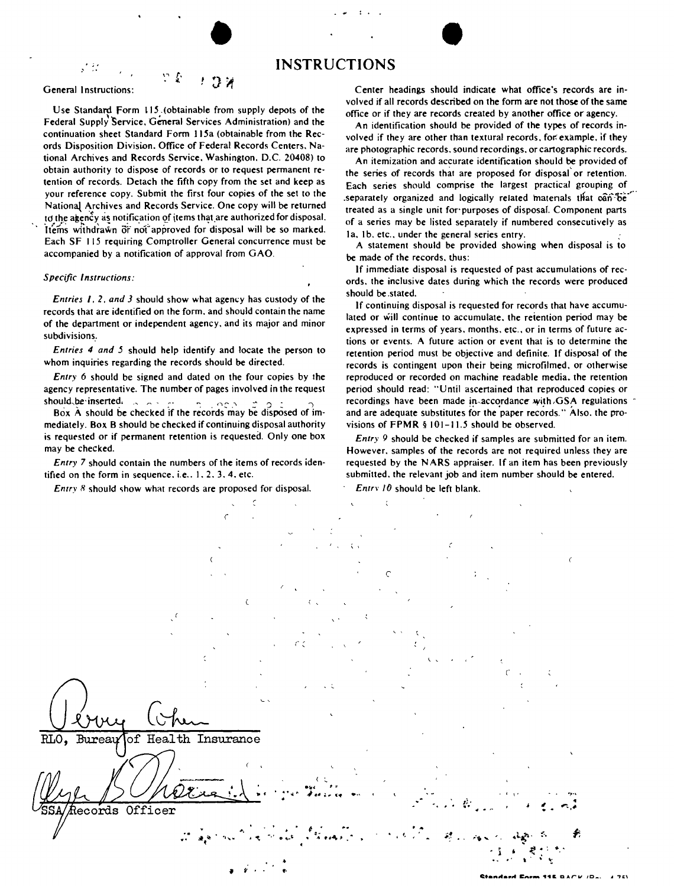# INSTRUCTIONS

General Instructions:

Use Standard Form 115 (obtainable from supply depots of the Federal Supply Service, General Services Administration) and the continuation sheet Standard Form 115a (obtainable from the Records Disposition Division, Office of Federal Records Centers, National Archives and Records Service, Washington, D.C. 20408) to obtain authority to dispose of records or to request permanent retention of records. Detach the fifth copy from the set and keep as your reference copy. Submit the first four copies of the set to the National Archives and Records Service. One copy will be returned to the agency as notification of items that are authorized for disposal. Items withdrawn or not approved for disposal will be so marked. Each SF 115 requiring Comptroller General concurrence must be accompanied by a notification of approval from GAO.

*Specific Instructions:*

*Entries 1, 2, and 3* should show what agency has custody of the records that are identified on the form, and should contain the name of the department or independent agency, and its major and minor subdivisions.

*Entries 4 and 5* should help identify and locate the person to whom inquiries regarding the records should be directed.

*Entry 6* should be signed and dated on the four copies by the agency representative. The number of pages involved in the request should be inserted.

Box A should be checked if the records may be disposed of immediately. Box B should be checked if continuing disposal authority is requested or if permanent retention is requested. Only one box may be checked.

*Entry 7* should contain the numbers of the items of records identified on the form in sequence, i.e., 1, 2, 3, 4, etc.

*Entry 8* should show what records are proposed for disposal.

Center headings should indicate what office's records are involved if all records described on the form are not those of the same office or if they are records created by another office or agency.

An identification should be provided of the types of records involved if they are other than textural records, for example, if they are photographic records, sound recordings, or cartographic records.

An itemization and accurate identification should be provided of the series of records that are proposed for disposal or retention. Each series should comprise the largest practical grouping of separately organized and logically related materials that can be treated as a single unit for purposes of disposal. Component parts of a series may be listed separately if numbered consecutively as 1a, 1b, etc., under the general series entry.

A statement should be provided showing when disposal is to be made of the records, thus:

If immediate disposal is requested of past accumulations of records, the inclusive dates during which the records were produced should be stated.

If continuing disposal is requested for records that have accumulated or will continue to accumulate, the retention period may be expressed in terms of years, months, etc., or in terms of future actions or events. A future action or event that is to determine the retention period must be objective and definite. If disposal of the records is contingent upon their being microfilmed, or otherwise reproduced or recorded on machine readable media, the retention period should read: "Until ascertained that reproduced copies or recordings have been made in accordance with GSA regulations and are adequate substitutes for the paper records." Also, the provisions of FPMR § 101-11.5 should be observed.

*Entry 9* should be checked if samples are submitted for an item. However, samples of the records are not required unless they are requested by the NARS appraiser. If an item has been previously submitted, the relevant job and item number should be entered.

*Entry 10* should be left blank.

RLO, Bureau of Health Insurance

SSA Records Officer

Standard Form 115 BACK (Rev. 4-75)